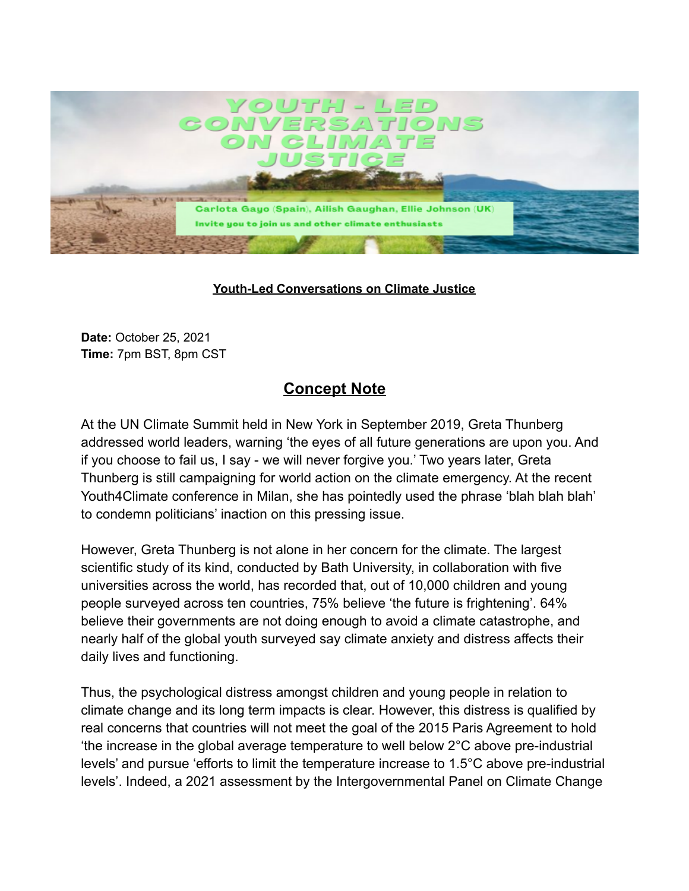**Youth-Led Conversations on Climate Justice**

**Date:** October 25, 2021
**Time:** 7pm BST, 8pm CST

## Concept Note

At the UN Climate Summit held in New York in September 2019, Greta Thunberg addressed world leaders, warning 'the eyes of all future generations are upon you. And if you choose to fail us, I say - we will never forgive you.' Two years later, Greta Thunberg is still campaigning for world action on the climate emergency. At the recent Youth4Climate conference in Milan, she has pointedly used the phrase 'blah blah blah' to condemn politicians' inaction on this pressing issue.

However, Greta Thunberg is not alone in her concern for the climate. The largest scientific study of its kind, conducted by Bath University, in collaboration with five universities across the world, has recorded that, out of 10,000 children and young people surveyed across ten countries, 75% believe 'the future is frightening'. 64% believe their governments are not doing enough to avoid a climate catastrophe, and nearly half of the global youth surveyed say climate anxiety and distress affects their daily lives and functioning.

Thus, the psychological distress amongst children and young people in relation to climate change and its long term impacts is clear. However, this distress is qualified by real concerns that countries will not meet the goal of the 2015 Paris Agreement to hold 'the increase in the global average temperature to well below 2°C above pre-industrial levels' and pursue 'efforts to limit the temperature increase to 1.5°C above pre-industrial levels'. Indeed, a 2021 assessment by the Intergovernmental Panel on Climate Change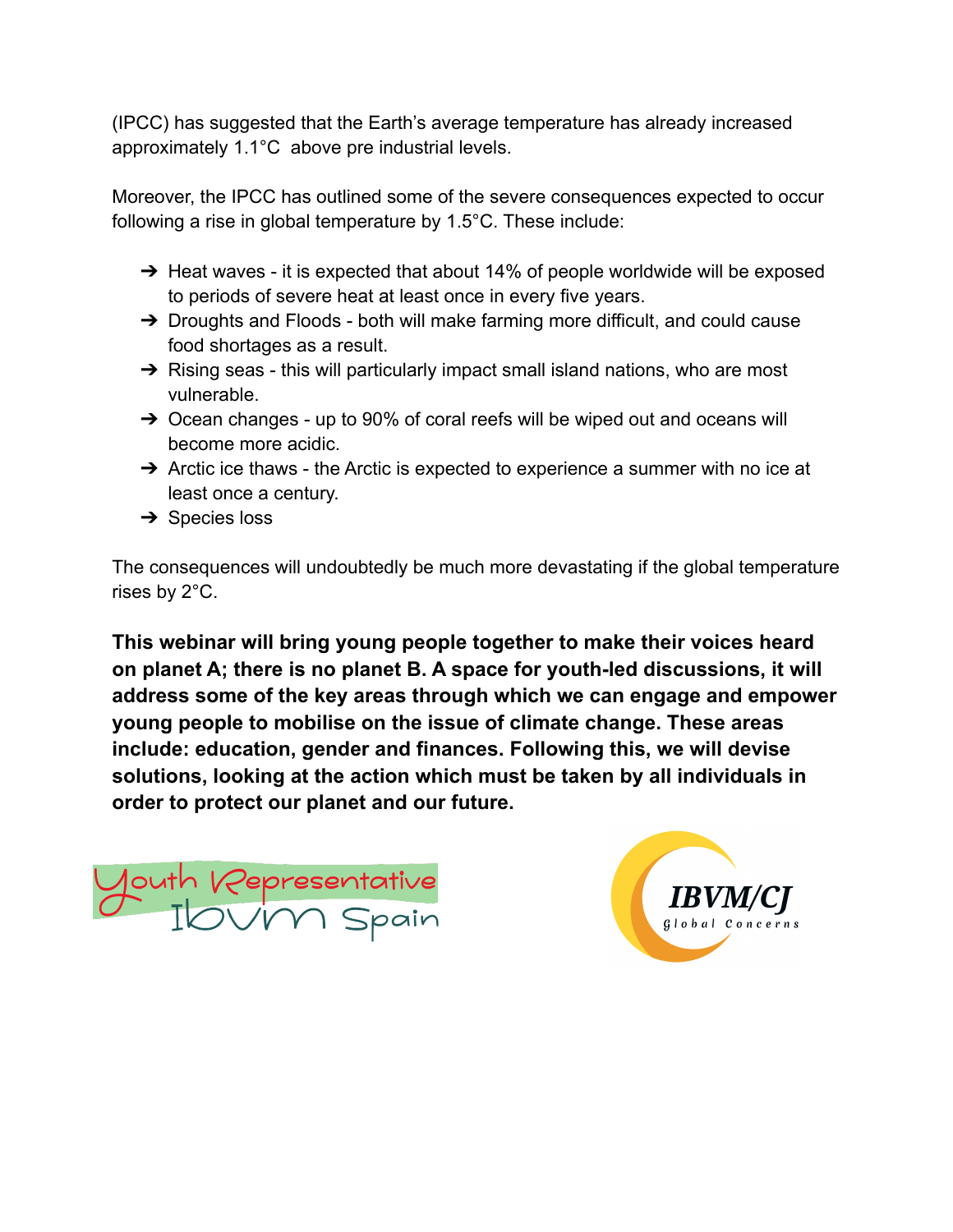(IPCC) has suggested that the Earth's average temperature has already increased approximately 1.1°C above pre industrial levels.

Moreover, the IPCC has outlined some of the severe consequences expected to occur following a rise in global temperature by 1.5°C. These include:

- Heat waves - it is expected that about 14% of people worldwide will be exposed to periods of severe heat at least once in every five years.
- Droughts and Floods - both will make farming more difficult, and could cause food shortages as a result.
- Rising seas - this will particularly impact small island nations, who are most vulnerable.
- Ocean changes - up to 90% of coral reefs will be wiped out and oceans will become more acidic.
- Arctic ice thaws - the Arctic is expected to experience a summer with no ice at least once a century.
- Species loss

The consequences will undoubtedly be much more devastating if the global temperature rises by 2°C.

**This webinar will bring young people together to make their voices heard on planet A; there is no planet B. A space for youth-led discussions, it will address some of the key areas through which we can engage and empower young people to mobilise on the issue of climate change. These areas include: education, gender and finances. Following this, we will devise solutions, looking at the action which must be taken by all individuals in order to protect our planet and our future.**

Youth Representative
IBVM Spain

IBVM/CJ
Global Concerns